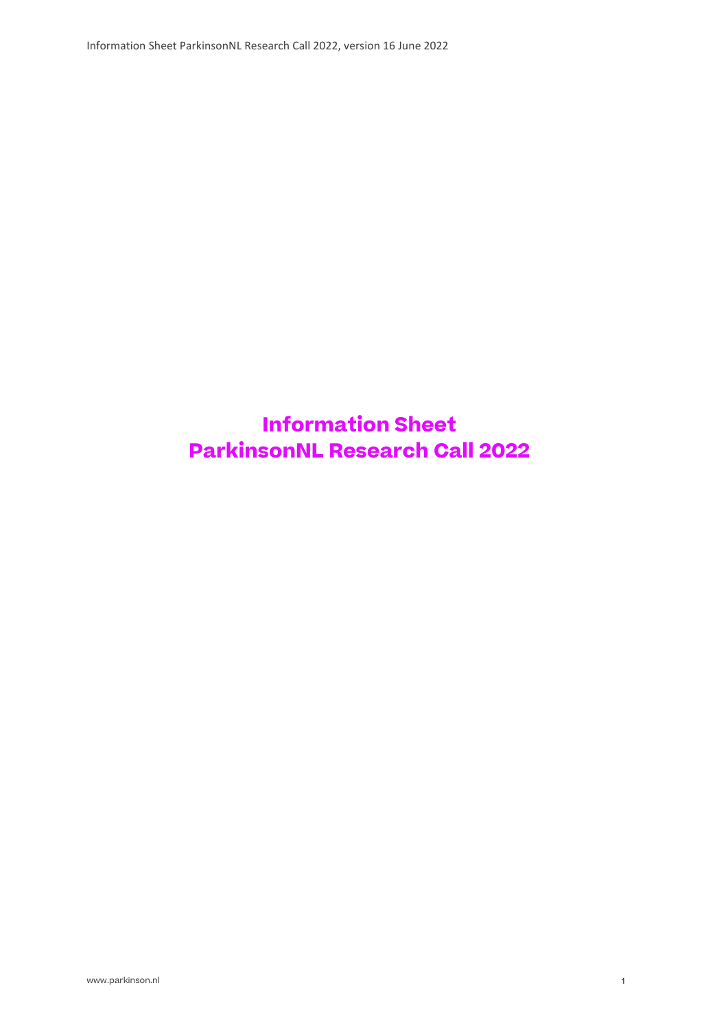# Information Sheet
# ParkinsonNL Research Call 2022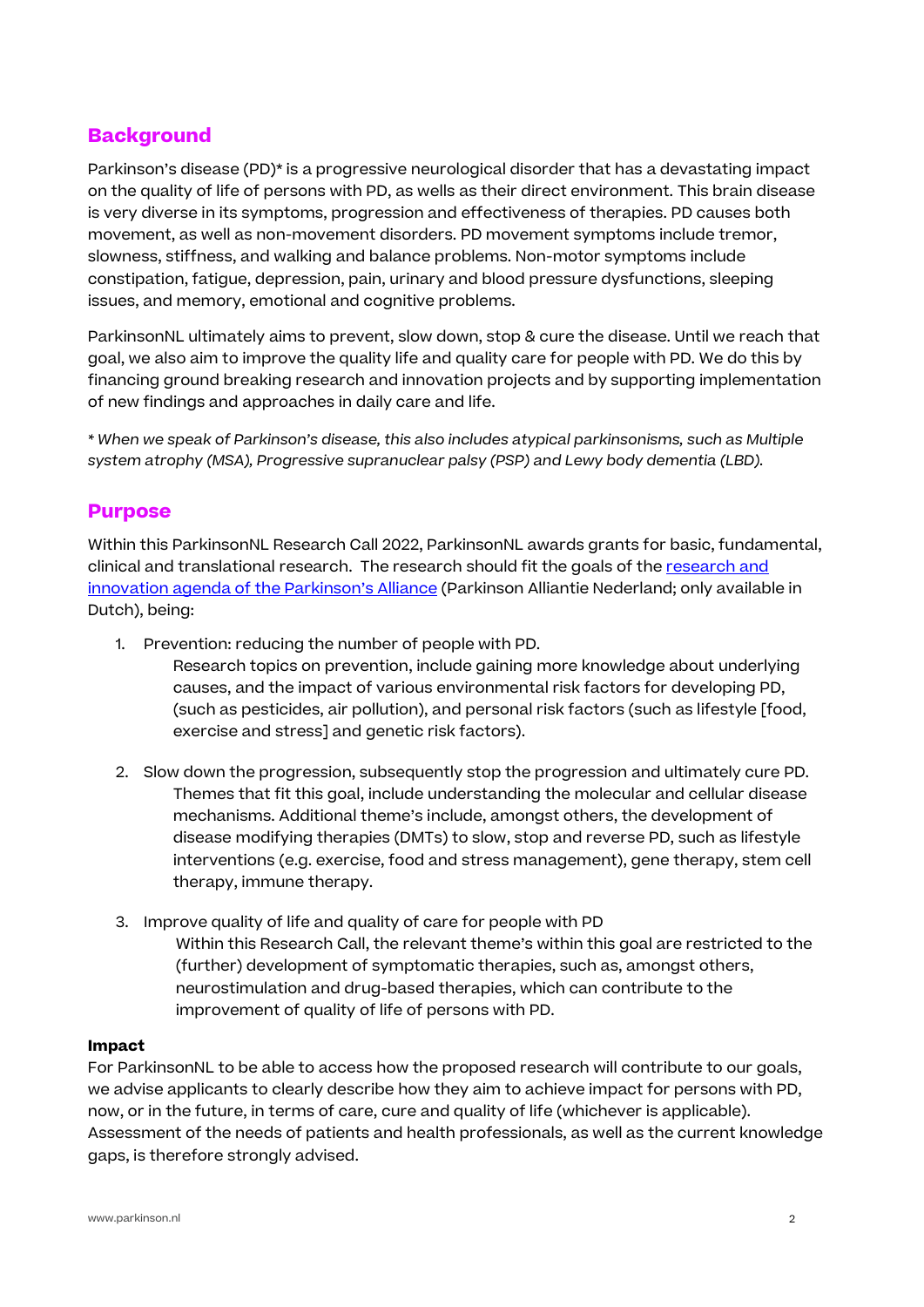## Background

Parkinson's disease (PD)* is a progressive neurological disorder that has a devastating impact on the quality of life of persons with PD, as wells as their direct environment. This brain disease is very diverse in its symptoms, progression and effectiveness of therapies. PD causes both movement, as well as non-movement disorders. PD movement symptoms include tremor, slowness, stiffness, and walking and balance problems. Non-motor symptoms include constipation, fatigue, depression, pain, urinary and blood pressure dysfunctions, sleeping issues, and memory, emotional and cognitive problems.

ParkinsonNL ultimately aims to prevent, slow down, stop & cure the disease. Until we reach that goal, we also aim to improve the quality life and quality care for people with PD. We do this by financing ground breaking research and innovation projects and by supporting implementation of new findings and approaches in daily care and life.

*\* When we speak of Parkinson's disease, this also includes atypical parkinsonisms, such as Multiple system atrophy (MSA), Progressive supranuclear palsy (PSP) and Lewy body dementia (LBD).*

## Purpose

Within this ParkinsonNL Research Call 2022, ParkinsonNL awards grants for basic, fundamental, clinical and translational research. The research should fit the goals of the [research and innovation agenda of the Parkinson's Alliance]() (Parkinson Alliantie Nederland; only available in Dutch), being:

1. Prevention: reducing the number of people with PD.
   Research topics on prevention, include gaining more knowledge about underlying causes, and the impact of various environmental risk factors for developing PD, (such as pesticides, air pollution), and personal risk factors (such as lifestyle [food, exercise and stress] and genetic risk factors).

2. Slow down the progression, subsequently stop the progression and ultimately cure PD.
   Themes that fit this goal, include understanding the molecular and cellular disease mechanisms. Additional theme's include, amongst others, the development of disease modifying therapies (DMTs) to slow, stop and reverse PD, such as lifestyle interventions (e.g. exercise, food and stress management), gene therapy, stem cell therapy, immune therapy.

3. Improve quality of life and quality of care for people with PD
   Within this Research Call, the relevant theme's within this goal are restricted to the (further) development of symptomatic therapies, such as, amongst others, neurostimulation and drug-based therapies, which can contribute to the improvement of quality of life of persons with PD.

**Impact**

For ParkinsonNL to be able to access how the proposed research will contribute to our goals, we advise applicants to clearly describe how they aim to achieve impact for persons with PD, now, or in the future, in terms of care, cure and quality of life (whichever is applicable). Assessment of the needs of patients and health professionals, as well as the current knowledge gaps, is therefore strongly advised.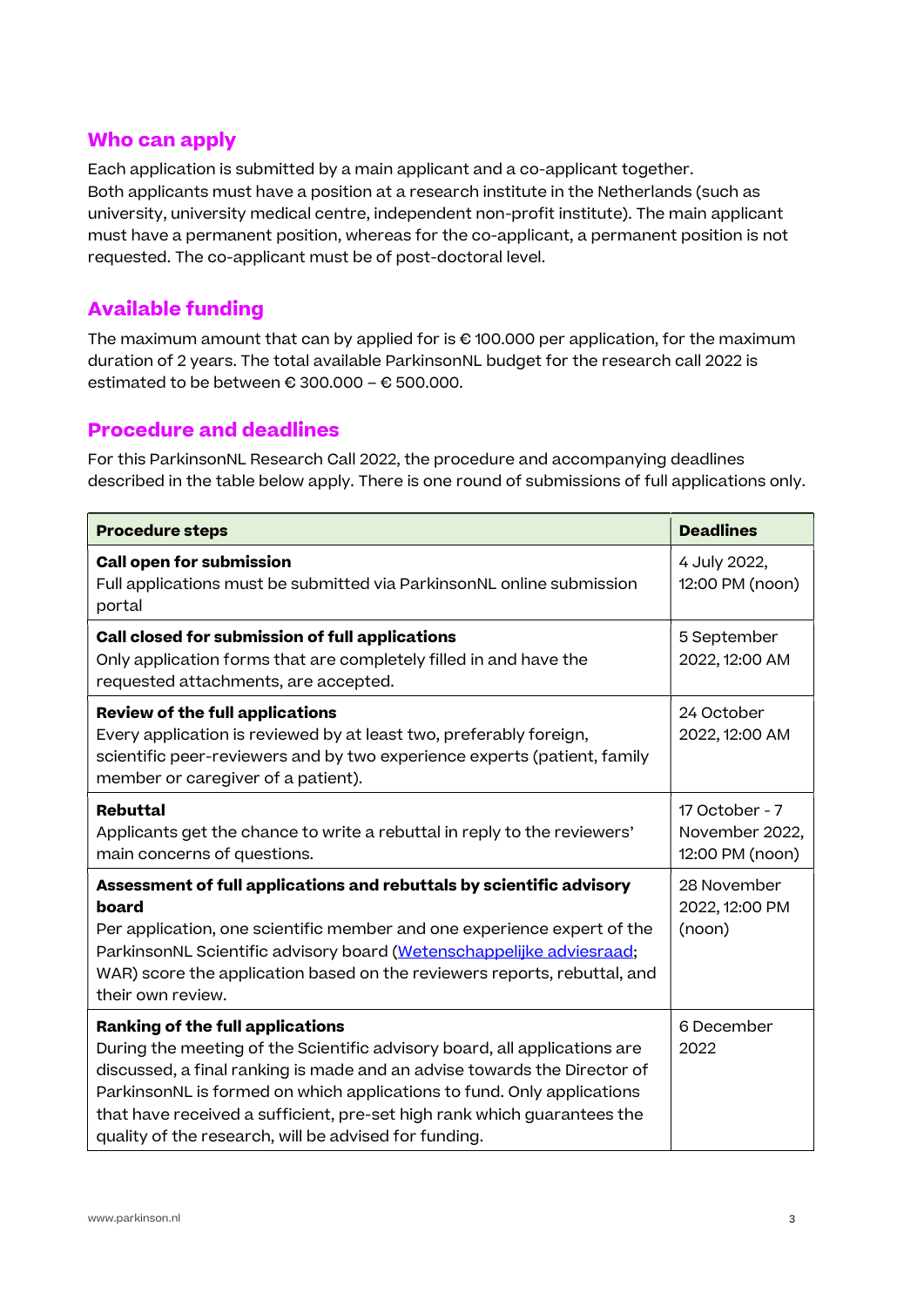## Who can apply

Each application is submitted by a main applicant and a co-applicant together.
Both applicants must have a position at a research institute in the Netherlands (such as university, university medical centre, independent non-profit institute). The main applicant must have a permanent position, whereas for the co-applicant, a permanent position is not requested. The co-applicant must be of post-doctoral level.

## Available funding

The maximum amount that can by applied for is € 100.000 per application, for the maximum duration of 2 years. The total available ParkinsonNL budget for the research call 2022 is estimated to be between € 300.000 – € 500.000.

## Procedure and deadlines

For this ParkinsonNL Research Call 2022, the procedure and accompanying deadlines described in the table below apply. There is one round of submissions of full applications only.

| Procedure steps | Deadlines |
| --- | --- |
| **Call open for submission**<br>Full applications must be submitted via ParkinsonNL online submission portal | 4 July 2022, 12:00 PM (noon) |
| **Call closed for submission of full applications**<br>Only application forms that are completely filled in and have the requested attachments, are accepted. | 5 September 2022, 12:00 AM |
| **Review of the full applications**<br>Every application is reviewed by at least two, preferably foreign, scientific peer-reviewers and by two experience experts (patient, family member or caregiver of a patient). | 24 October 2022, 12:00 AM |
| **Rebuttal**<br>Applicants get the chance to write a rebuttal in reply to the reviewers' main concerns of questions. | 17 October - 7 November 2022, 12:00 PM (noon) |
| **Assessment of full applications and rebuttals by scientific advisory board**<br>Per application, one scientific member and one experience expert of the ParkinsonNL Scientific advisory board (Wetenschappelijke adviesraad; WAR) score the application based on the reviewers reports, rebuttal, and their own review. | 28 November 2022, 12:00 PM (noon) |
| **Ranking of the full applications**<br>During the meeting of the Scientific advisory board, all applications are discussed, a final ranking is made and an advise towards the Director of ParkinsonNL is formed on which applications to fund. Only applications that have received a sufficient, pre-set high rank which guarantees the quality of the research, will be advised for funding. | 6 December 2022 |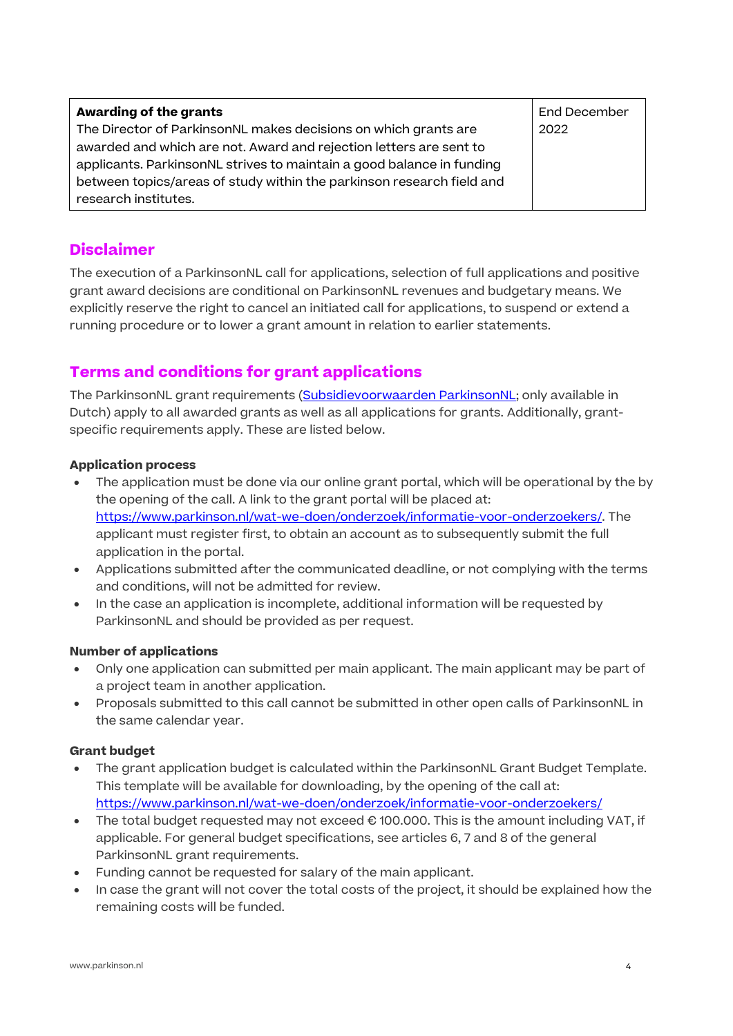| **Awarding of the grants**<br>The Director of ParkinsonNL makes decisions on which grants are awarded and which are not. Award and rejection letters are sent to applicants. ParkinsonNL strives to maintain a good balance in funding between topics/areas of study within the parkinson research field and research institutes. | End December 2022 |
|---|---|

## Disclaimer

The execution of a ParkinsonNL call for applications, selection of full applications and positive grant award decisions are conditional on ParkinsonNL revenues and budgetary means. We explicitly reserve the right to cancel an initiated call for applications, to suspend or extend a running procedure or to lower a grant amount in relation to earlier statements.

## Terms and conditions for grant applications

The ParkinsonNL grant requirements (Subsidievoorwaarden ParkinsonNL; only available in Dutch) apply to all awarded grants as well as all applications for grants. Additionally, grant-specific requirements apply. These are listed below.

#### Application process

- The application must be done via our online grant portal, which will be operational by the by the opening of the call. A link to the grant portal will be placed at: https://www.parkinson.nl/wat-we-doen/onderzoek/informatie-voor-onderzoekers/. The applicant must register first, to obtain an account as to subsequently submit the full application in the portal.
- Applications submitted after the communicated deadline, or not complying with the terms and conditions, will not be admitted for review.
- In the case an application is incomplete, additional information will be requested by ParkinsonNL and should be provided as per request.

#### Number of applications

- Only one application can submitted per main applicant. The main applicant may be part of a project team in another application.
- Proposals submitted to this call cannot be submitted in other open calls of ParkinsonNL in the same calendar year.

#### Grant budget

- The grant application budget is calculated within the ParkinsonNL Grant Budget Template. This template will be available for downloading, by the opening of the call at: https://www.parkinson.nl/wat-we-doen/onderzoek/informatie-voor-onderzoekers/
- The total budget requested may not exceed € 100.000. This is the amount including VAT, if applicable. For general budget specifications, see articles 6, 7 and 8 of the general ParkinsonNL grant requirements.
- Funding cannot be requested for salary of the main applicant.
- In case the grant will not cover the total costs of the project, it should be explained how the remaining costs will be funded.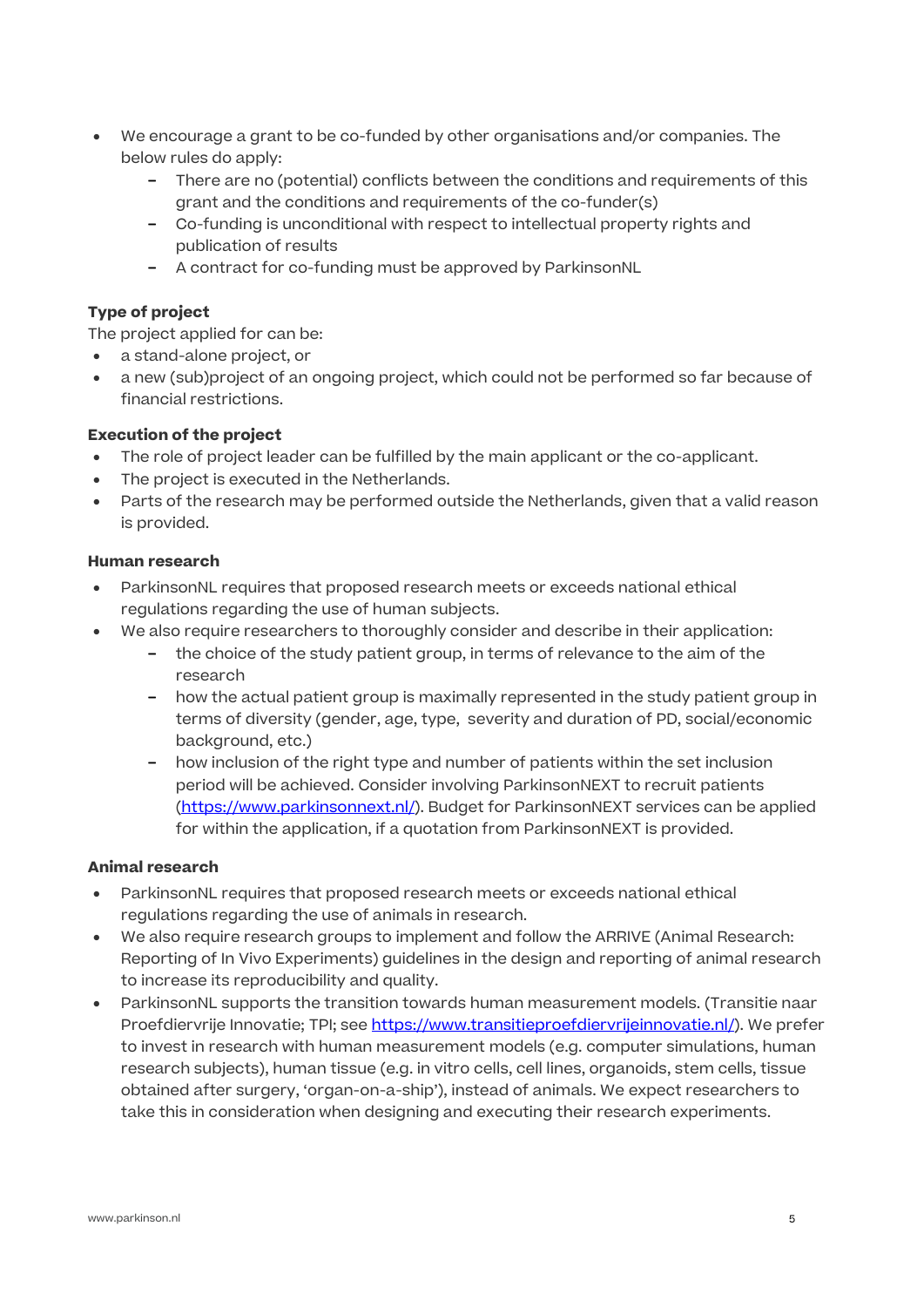- We encourage a grant to be co-funded by other organisations and/or companies. The below rules do apply:
  - There are no (potential) conflicts between the conditions and requirements of this grant and the conditions and requirements of the co-funder(s)
  - Co-funding is unconditional with respect to intellectual property rights and publication of results
  - A contract for co-funding must be approved by ParkinsonNL

**Type of project**

The project applied for can be:

- a stand-alone project, or
- a new (sub)project of an ongoing project, which could not be performed so far because of financial restrictions.

**Execution of the project**

- The role of project leader can be fulfilled by the main applicant or the co-applicant.
- The project is executed in the Netherlands.
- Parts of the research may be performed outside the Netherlands, given that a valid reason is provided.

**Human research**

- ParkinsonNL requires that proposed research meets or exceeds national ethical regulations regarding the use of human subjects.
- We also require researchers to thoroughly consider and describe in their application:
  - the choice of the study patient group, in terms of relevance to the aim of the research
  - how the actual patient group is maximally represented in the study patient group in terms of diversity (gender, age, type, severity and duration of PD, social/economic background, etc.)
  - how inclusion of the right type and number of patients within the set inclusion period will be achieved. Consider involving ParkinsonNEXT to recruit patients (https://www.parkinsonnext.nl/). Budget for ParkinsonNEXT services can be applied for within the application, if a quotation from ParkinsonNEXT is provided.

**Animal research**

- ParkinsonNL requires that proposed research meets or exceeds national ethical regulations regarding the use of animals in research.
- We also require research groups to implement and follow the ARRIVE (Animal Research: Reporting of In Vivo Experiments) guidelines in the design and reporting of animal research to increase its reproducibility and quality.
- ParkinsonNL supports the transition towards human measurement models. (Transitie naar Proefdiervrije Innovatie; TPI; see https://www.transitieproefdiervrijeinnovatie.nl/). We prefer to invest in research with human measurement models (e.g. computer simulations, human research subjects), human tissue (e.g. in vitro cells, cell lines, organoids, stem cells, tissue obtained after surgery, 'organ-on-a-ship'), instead of animals. We expect researchers to take this in consideration when designing and executing their research experiments.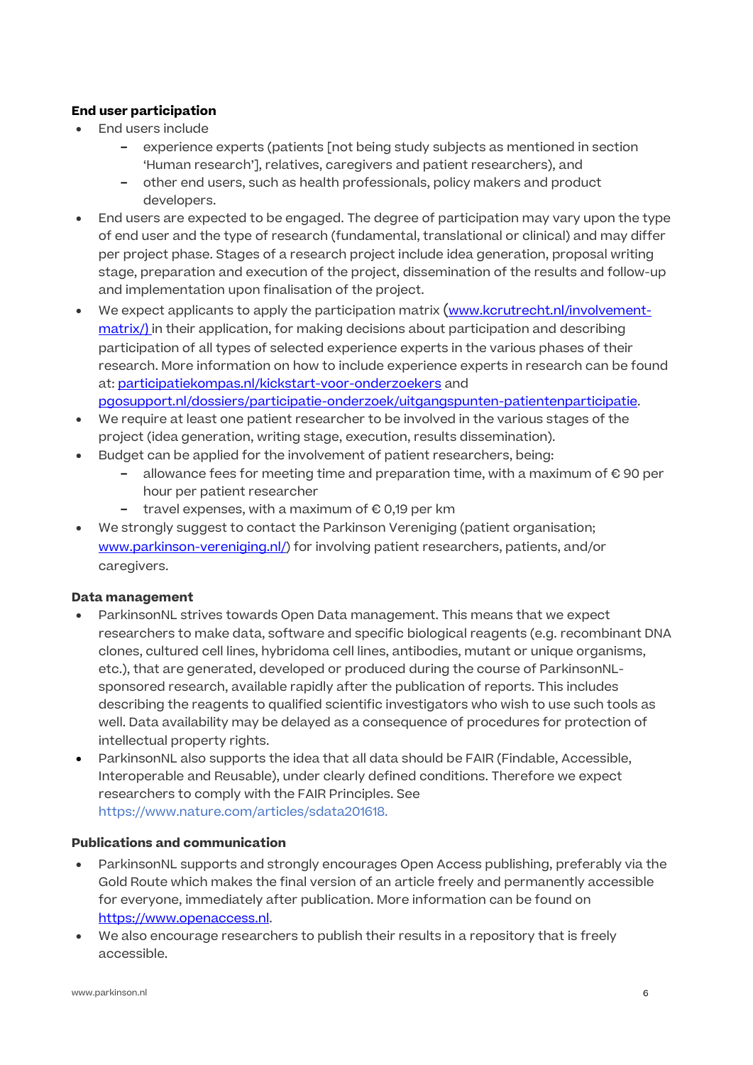**End user participation**

- End users include
  - experience experts (patients [not being study subjects as mentioned in section 'Human research'], relatives, caregivers and patient researchers), and
  - other end users, such as health professionals, policy makers and product developers.
- End users are expected to be engaged. The degree of participation may vary upon the type of end user and the type of research (fundamental, translational or clinical) and may differ per project phase. Stages of a research project include idea generation, proposal writing stage, preparation and execution of the project, dissemination of the results and follow-up and implementation upon finalisation of the project.
- We expect applicants to apply the participation matrix (www.kcrutrecht.nl/involvement-matrix/) in their application, for making decisions about participation and describing participation of all types of selected experience experts in the various phases of their research. More information on how to include experience experts in research can be found at: participatiekompas.nl/kickstart-voor-onderzoekers and pgosupport.nl/dossiers/participatie-onderzoek/uitgangspunten-patientenparticipatie.
- We require at least one patient researcher to be involved in the various stages of the project (idea generation, writing stage, execution, results dissemination).
- Budget can be applied for the involvement of patient researchers, being:
  - allowance fees for meeting time and preparation time, with a maximum of € 90 per hour per patient researcher
  - travel expenses, with a maximum of € 0,19 per km
- We strongly suggest to contact the Parkinson Vereniging (patient organisation; www.parkinson-vereniging.nl/) for involving patient researchers, patients, and/or caregivers.

**Data management**

- ParkinsonNL strives towards Open Data management. This means that we expect researchers to make data, software and specific biological reagents (e.g. recombinant DNA clones, cultured cell lines, hybridoma cell lines, antibodies, mutant or unique organisms, etc.), that are generated, developed or produced during the course of ParkinsonNL-sponsored research, available rapidly after the publication of reports. This includes describing the reagents to qualified scientific investigators who wish to use such tools as well. Data availability may be delayed as a consequence of procedures for protection of intellectual property rights.
- ParkinsonNL also supports the idea that all data should be FAIR (Findable, Accessible, Interoperable and Reusable), under clearly defined conditions. Therefore we expect researchers to comply with the FAIR Principles. See https://www.nature.com/articles/sdata201618.

**Publications and communication**

- ParkinsonNL supports and strongly encourages Open Access publishing, preferably via the Gold Route which makes the final version of an article freely and permanently accessible for everyone, immediately after publication. More information can be found on https://www.openaccess.nl.
- We also encourage researchers to publish their results in a repository that is freely accessible.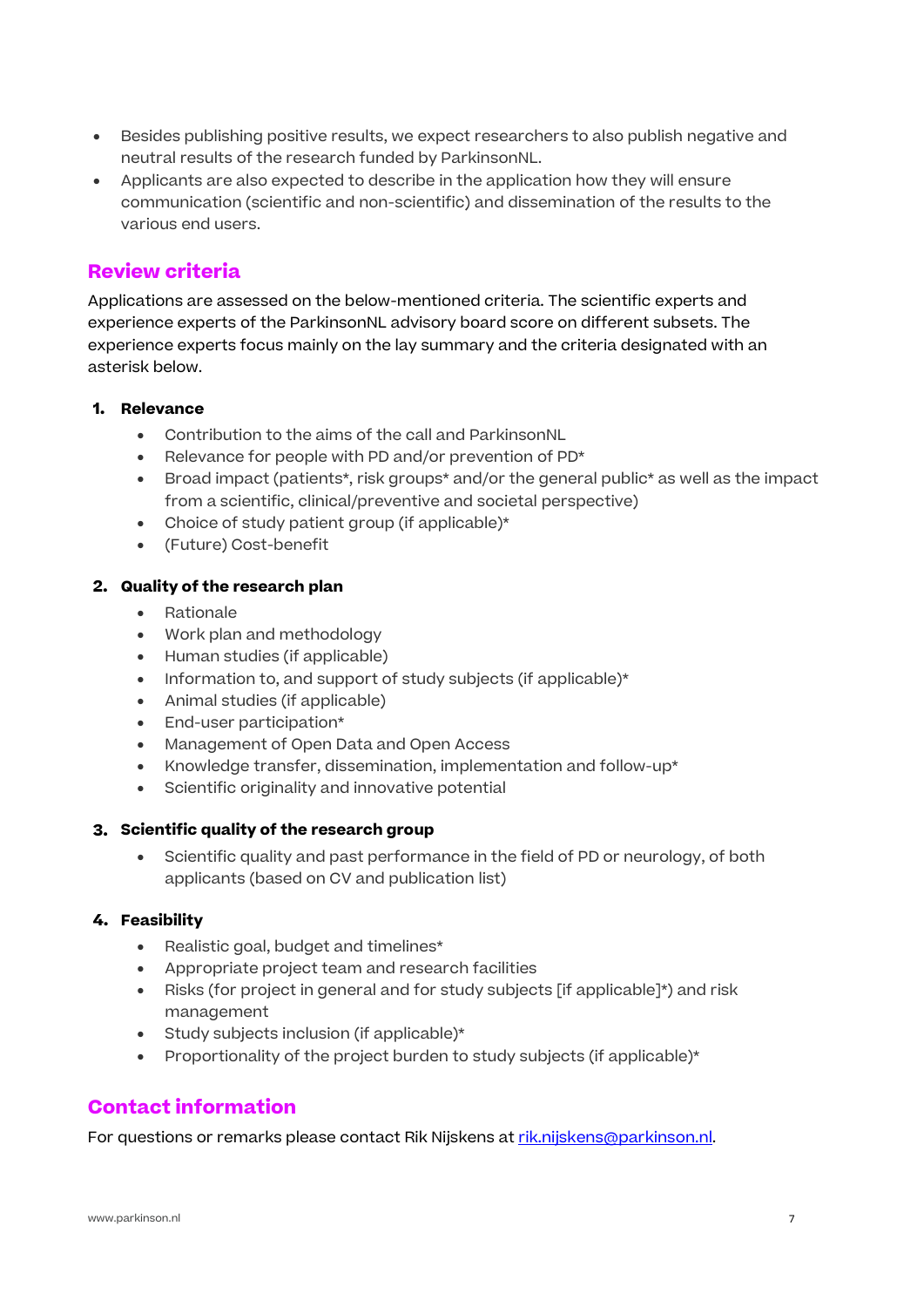- Besides publishing positive results, we expect researchers to also publish negative and neutral results of the research funded by ParkinsonNL.
- Applicants are also expected to describe in the application how they will ensure communication (scientific and non-scientific) and dissemination of the results to the various end users.

## Review criteria

Applications are assessed on the below-mentioned criteria. The scientific experts and experience experts of the ParkinsonNL advisory board score on different subsets. The experience experts focus mainly on the lay summary and the criteria designated with an asterisk below.

1. **Relevance**
   - Contribution to the aims of the call and ParkinsonNL
   - Relevance for people with PD and/or prevention of PD*
   - Broad impact (patients*, risk groups* and/or the general public* as well as the impact from a scientific, clinical/preventive and societal perspective)
   - Choice of study patient group (if applicable)*
   - (Future) Cost-benefit

2. **Quality of the research plan**
   - Rationale
   - Work plan and methodology
   - Human studies (if applicable)
   - Information to, and support of study subjects (if applicable)*
   - Animal studies (if applicable)
   - End-user participation*
   - Management of Open Data and Open Access
   - Knowledge transfer, dissemination, implementation and follow-up*
   - Scientific originality and innovative potential

3. **Scientific quality of the research group**
   - Scientific quality and past performance in the field of PD or neurology, of both applicants (based on CV and publication list)

4. **Feasibility**
   - Realistic goal, budget and timelines*
   - Appropriate project team and research facilities
   - Risks (for project in general and for study subjects [if applicable]*) and risk management
   - Study subjects inclusion (if applicable)*
   - Proportionality of the project burden to study subjects (if applicable)*

## Contact information

For questions or remarks please contact Rik Nijskens at rik.nijskens@parkinson.nl.